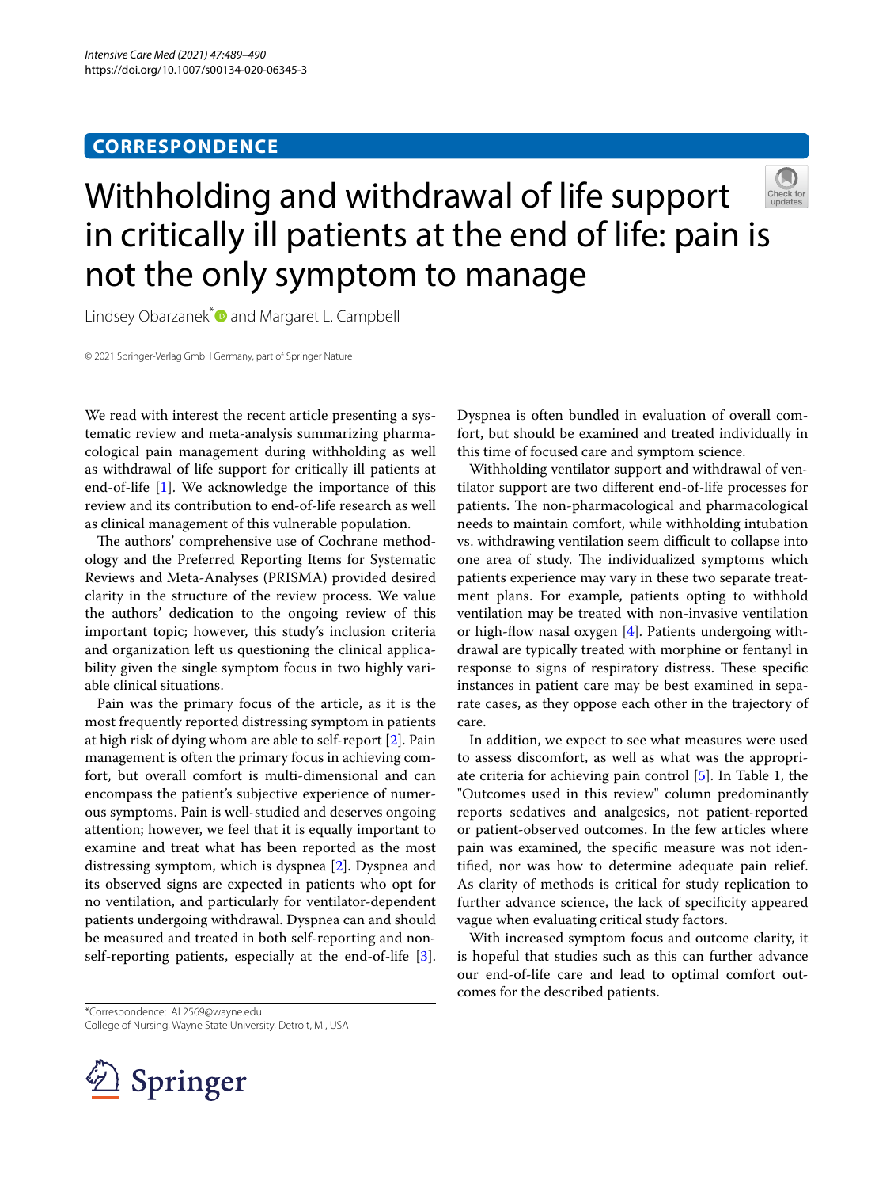CORRESPONDENCE

# Withholding and withdrawal of life support in critically ill patients at the end of life: pain is not the only symptom to manage

Lindsey Obarzanek* and Margaret L. Campbell

© 2021 Springer-Verlag GmbH Germany, part of Springer Nature

We read with interest the recent article presenting a systematic review and meta-analysis summarizing pharmacological pain management during withholding as well as withdrawal of life support for critically ill patients at end-of-life [1]. We acknowledge the importance of this review and its contribution to end-of-life research as well as clinical management of this vulnerable population.

The authors' comprehensive use of Cochrane methodology and the Preferred Reporting Items for Systematic Reviews and Meta-Analyses (PRISMA) provided desired clarity in the structure of the review process. We value the authors' dedication to the ongoing review of this important topic; however, this study's inclusion criteria and organization left us questioning the clinical applicability given the single symptom focus in two highly variable clinical situations.

Pain was the primary focus of the article, as it is the most frequently reported distressing symptom in patients at high risk of dying whom are able to self-report [2]. Pain management is often the primary focus in achieving comfort, but overall comfort is multi-dimensional and can encompass the patient's subjective experience of numerous symptoms. Pain is well-studied and deserves ongoing attention; however, we feel that it is equally important to examine and treat what has been reported as the most distressing symptom, which is dyspnea [2]. Dyspnea and its observed signs are expected in patients who opt for no ventilation, and particularly for ventilator-dependent patients undergoing withdrawal. Dyspnea can and should be measured and treated in both self-reporting and non-self-reporting patients, especially at the end-of-life [3]. Dyspnea is often bundled in evaluation of overall comfort, but should be examined and treated individually in this time of focused care and symptom science.

Withholding ventilator support and withdrawal of ventilator support are two different end-of-life processes for patients. The non-pharmacological and pharmacological needs to maintain comfort, while withholding intubation vs. withdrawing ventilation seem difficult to collapse into one area of study. The individualized symptoms which patients experience may vary in these two separate treatment plans. For example, patients opting to withhold ventilation may be treated with non-invasive ventilation or high-flow nasal oxygen [4]. Patients undergoing withdrawal are typically treated with morphine or fentanyl in response to signs of respiratory distress. These specific instances in patient care may be best examined in separate cases, as they oppose each other in the trajectory of care.

In addition, we expect to see what measures were used to assess discomfort, as well as what was the appropriate criteria for achieving pain control [5]. In Table 1, the "Outcomes used in this review" column predominantly reports sedatives and analgesics, not patient-reported or patient-observed outcomes. In the few articles where pain was examined, the specific measure was not identified, nor was how to determine adequate pain relief. As clarity of methods is critical for study replication to further advance science, the lack of specificity appeared vague when evaluating critical study factors.

With increased symptom focus and outcome clarity, it is hopeful that studies such as this can further advance our end-of-life care and lead to optimal comfort outcomes for the described patients.

*Correspondence: AL2569@wayne.edu
College of Nursing, Wayne State University, Detroit, MI, USA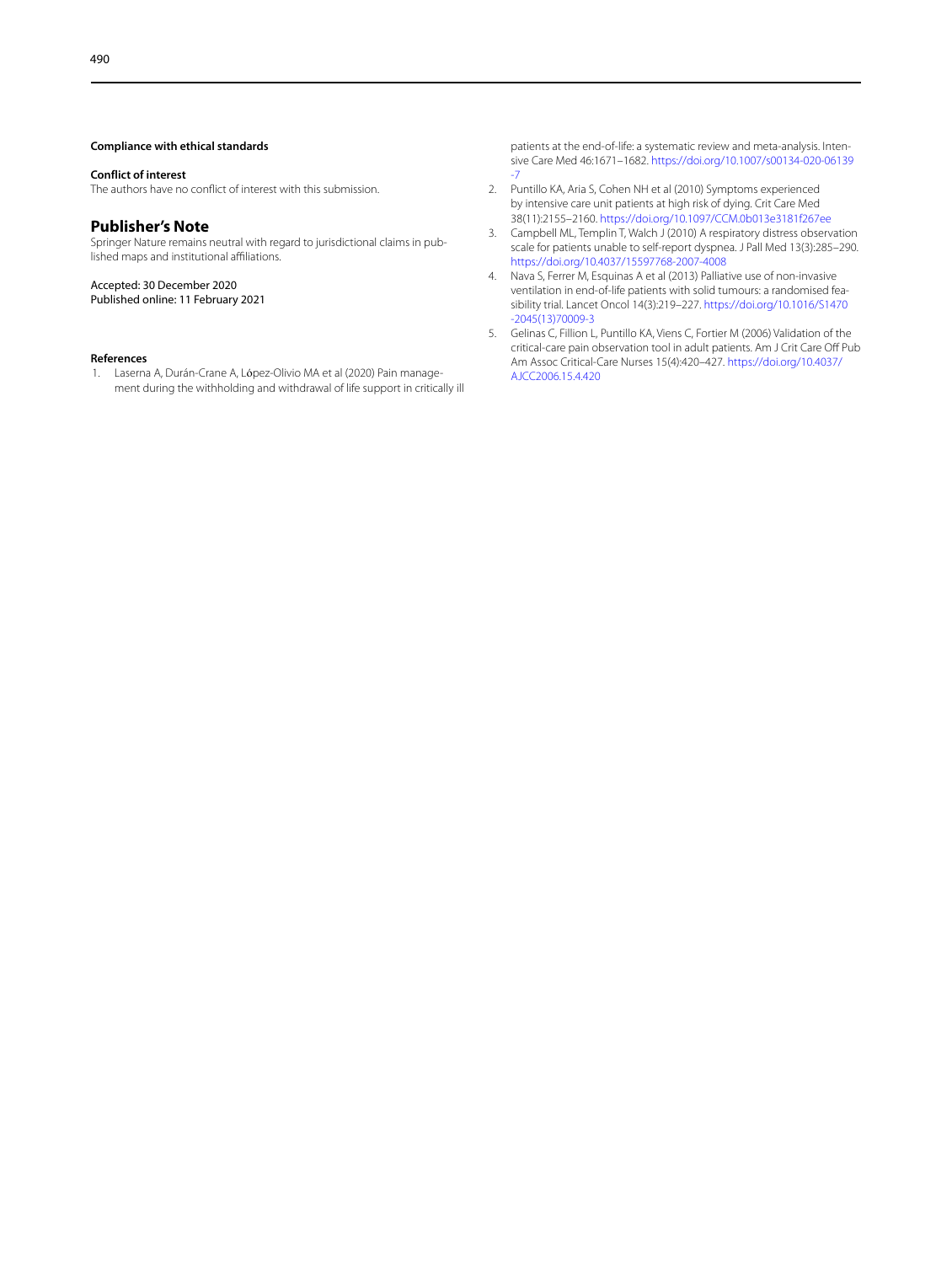**Compliance with ethical standards**

**Conflict of interest**

The authors have no conflict of interest with this submission.

## Publisher's Note

Springer Nature remains neutral with regard to jurisdictional claims in published maps and institutional affiliations.

Accepted: 30 December 2020
Published online: 11 February 2021

**References**

1. Laserna A, Durán-Crane A, López-Olivio MA et al (2020) Pain management during the withholding and withdrawal of life support in critically ill patients at the end-of-life: a systematic review and meta-analysis. Intensive Care Med 46:1671–1682. https://doi.org/10.1007/s00134-020-06139-7
2. Puntillo KA, Aria S, Cohen NH et al (2010) Symptoms experienced by intensive care unit patients at high risk of dying. Crit Care Med 38(11):2155–2160. https://doi.org/10.1097/CCM.0b013e3181f267ee
3. Campbell ML, Templin T, Walch J (2010) A respiratory distress observation scale for patients unable to self-report dyspnea. J Pall Med 13(3):285–290. https://doi.org/10.4037/15597768-2007-4008
4. Nava S, Ferrer M, Esquinas A et al (2013) Palliative use of non-invasive ventilation in end-of-life patients with solid tumours: a randomised feasibility trial. Lancet Oncol 14(3):219–227. https://doi.org/10.1016/S1470-2045(13)70009-3
5. Gelinas C, Fillion L, Puntillo KA, Viens C, Fortier M (2006) Validation of the critical-care pain observation tool in adult patients. Am J Crit Care Off Pub Am Assoc Critical-Care Nurses 15(4):420–427. https://doi.org/10.4037/AJCC2006.15.4.420